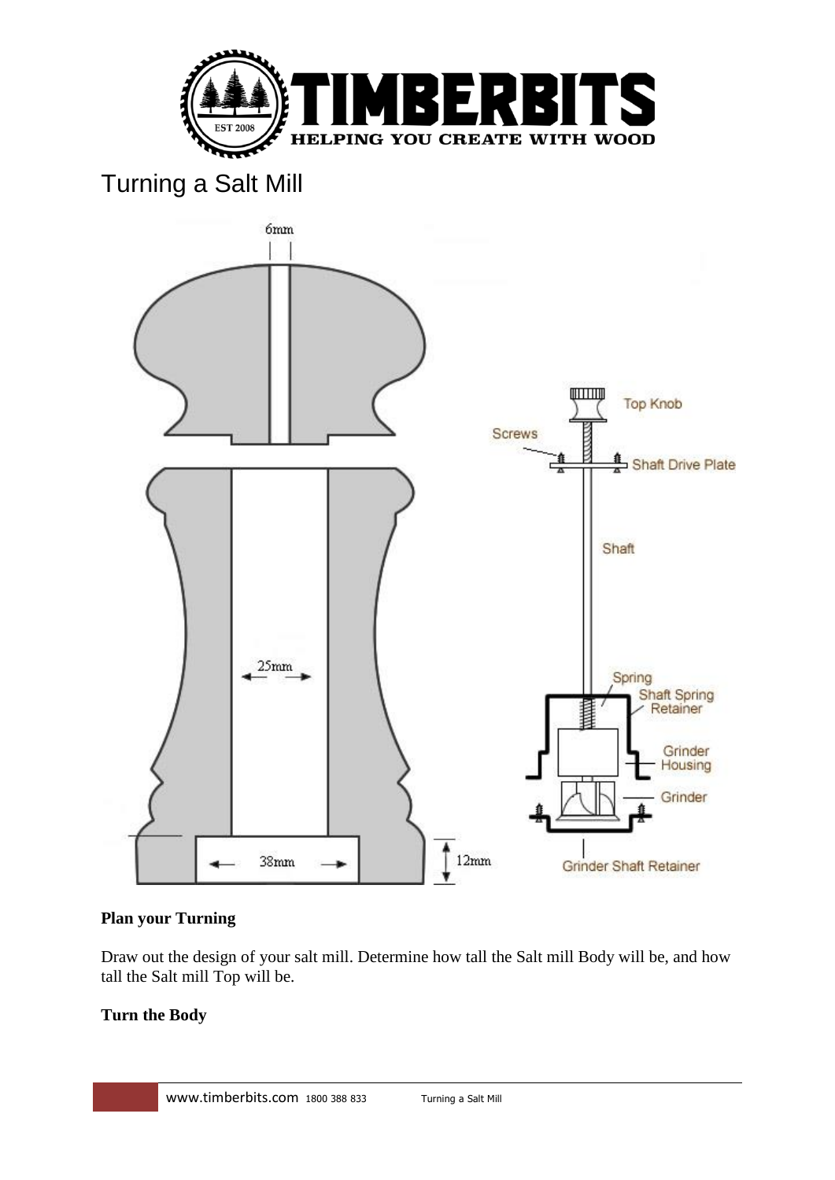# Turning a Salt Mill

**Plan your Turning**

Draw out the design of your salt mill. Determine how tall the Salt mill Body will be, and how tall the Salt mill Top will be.

**Turn the Body**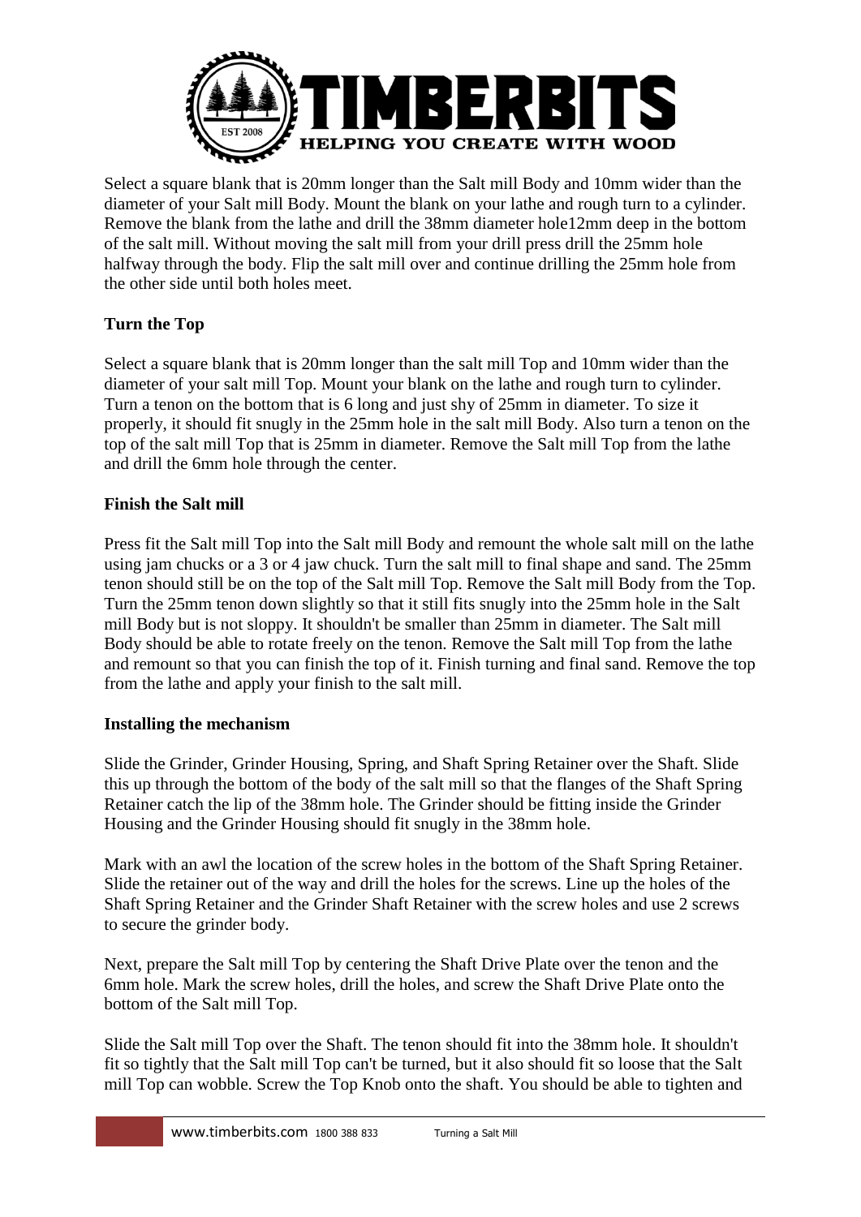Select a square blank that is 20mm longer than the Salt mill Body and 10mm wider than the diameter of your Salt mill Body. Mount the blank on your lathe and rough turn to a cylinder. Remove the blank from the lathe and drill the 38mm diameter hole12mm deep in the bottom of the salt mill. Without moving the salt mill from your drill press drill the 25mm hole halfway through the body. Flip the salt mill over and continue drilling the 25mm hole from the other side until both holes meet.

**Turn the Top**

Select a square blank that is 20mm longer than the salt mill Top and 10mm wider than the diameter of your salt mill Top. Mount your blank on the lathe and rough turn to cylinder. Turn a tenon on the bottom that is 6 long and just shy of 25mm in diameter. To size it properly, it should fit snugly in the 25mm hole in the salt mill Body. Also turn a tenon on the top of the salt mill Top that is 25mm in diameter. Remove the Salt mill Top from the lathe and drill the 6mm hole through the center.

**Finish the Salt mill**

Press fit the Salt mill Top into the Salt mill Body and remount the whole salt mill on the lathe using jam chucks or a 3 or 4 jaw chuck. Turn the salt mill to final shape and sand. The 25mm tenon should still be on the top of the Salt mill Top. Remove the Salt mill Body from the Top. Turn the 25mm tenon down slightly so that it still fits snugly into the 25mm hole in the Salt mill Body but is not sloppy. It shouldn't be smaller than 25mm in diameter. The Salt mill Body should be able to rotate freely on the tenon. Remove the Salt mill Top from the lathe and remount so that you can finish the top of it. Finish turning and final sand. Remove the top from the lathe and apply your finish to the salt mill.

**Installing the mechanism**

Slide the Grinder, Grinder Housing, Spring, and Shaft Spring Retainer over the Shaft. Slide this up through the bottom of the body of the salt mill so that the flanges of the Shaft Spring Retainer catch the lip of the 38mm hole. The Grinder should be fitting inside the Grinder Housing and the Grinder Housing should fit snugly in the 38mm hole.

Mark with an awl the location of the screw holes in the bottom of the Shaft Spring Retainer. Slide the retainer out of the way and drill the holes for the screws. Line up the holes of the Shaft Spring Retainer and the Grinder Shaft Retainer with the screw holes and use 2 screws to secure the grinder body.

Next, prepare the Salt mill Top by centering the Shaft Drive Plate over the tenon and the 6mm hole. Mark the screw holes, drill the holes, and screw the Shaft Drive Plate onto the bottom of the Salt mill Top.

Slide the Salt mill Top over the Shaft. The tenon should fit into the 38mm hole. It shouldn't fit so tightly that the Salt mill Top can't be turned, but it also should fit so loose that the Salt mill Top can wobble. Screw the Top Knob onto the shaft. You should be able to tighten and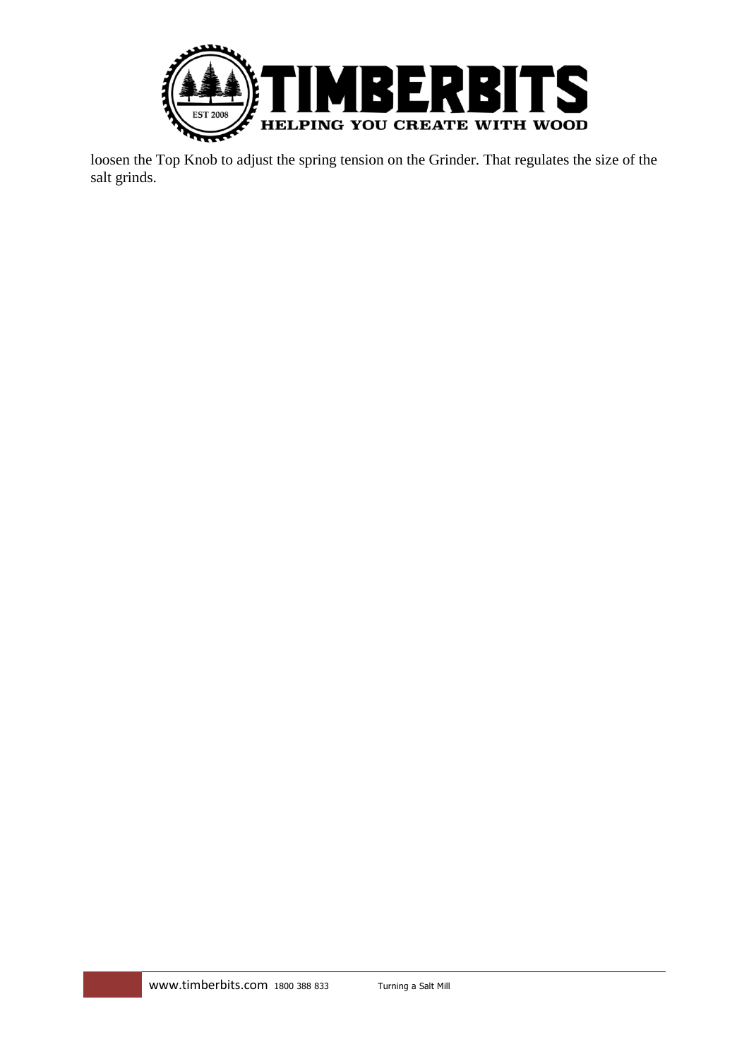loosen the Top Knob to adjust the spring tension on the Grinder. That regulates the size of the salt grinds.